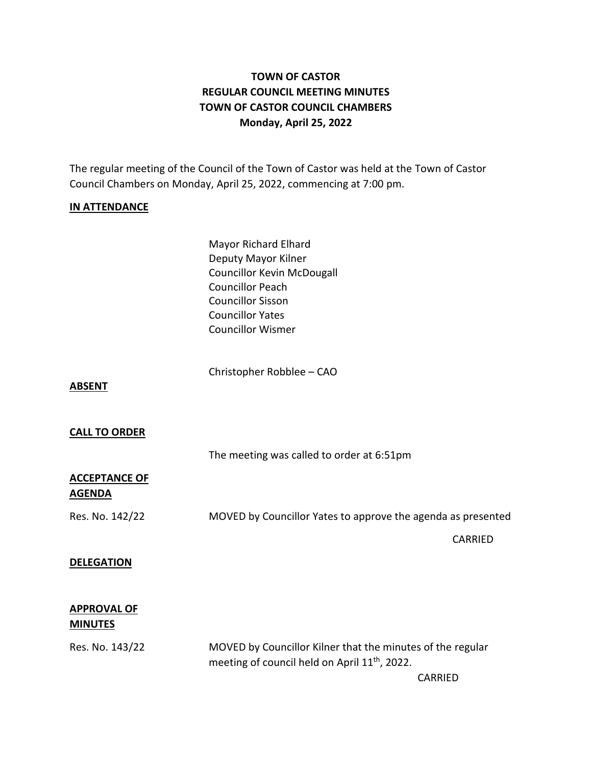**TOWN OF CASTOR**
**REGULAR COUNCIL MEETING MINUTES**
**TOWN OF CASTOR COUNCIL CHAMBERS**
**Monday, April 25, 2022**

The regular meeting of the Council of the Town of Castor was held at the Town of Castor Council Chambers on Monday, April 25, 2022, commencing at 7:00 pm.

**IN ATTENDANCE**

Mayor Richard Elhard
Deputy Mayor Kilner
Councillor Kevin McDougall
Councillor Peach
Councillor Sisson
Councillor Yates
Councillor Wismer

Christopher Robblee – CAO

**ABSENT**

**CALL TO ORDER**

The meeting was called to order at 6:51pm

**ACCEPTANCE OF AGENDA**

Res. No. 142/22 MOVED by Councillor Yates to approve the agenda as presented

CARRIED

**DELEGATION**

**APPROVAL OF MINUTES**

Res. No. 143/22 MOVED by Councillor Kilner that the minutes of the regular meeting of council held on April 11th, 2022.

CARRIED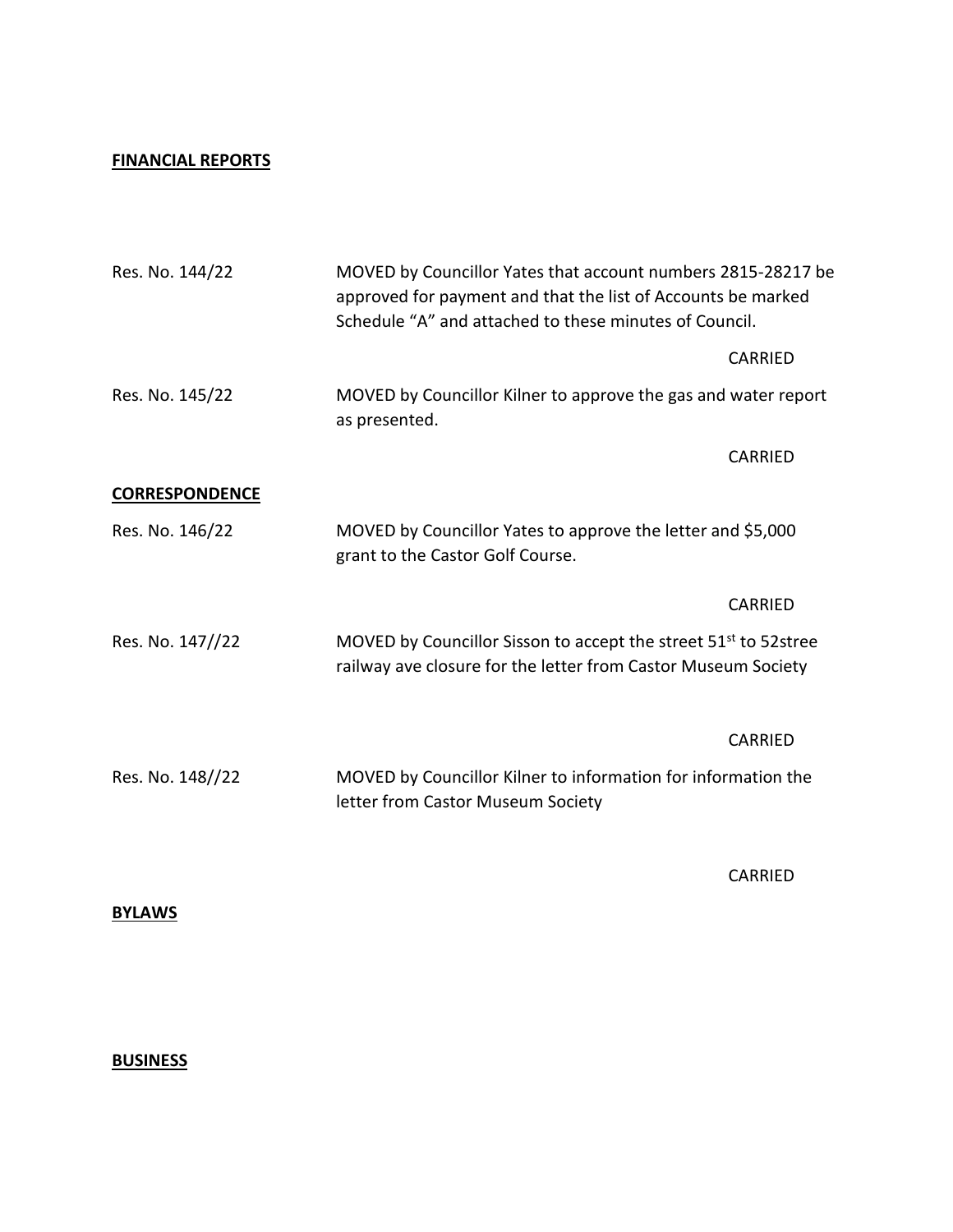**FINANCIAL REPORTS**

Res. No. 144/22 MOVED by Councillor Yates that account numbers 2815-28217 be approved for payment and that the list of Accounts be marked Schedule "A" and attached to these minutes of Council.

CARRIED

Res. No. 145/22 MOVED by Councillor Kilner to approve the gas and water report as presented.

CARRIED

**CORRESPONDENCE**

Res. No. 146/22 MOVED by Councillor Yates to approve the letter and $5,000 grant to the Castor Golf Course.

CARRIED

Res. No. 147//22 MOVED by Councillor Sisson to accept the street 51st to 52stree railway ave closure for the letter from Castor Museum Society

CARRIED

Res. No. 148//22 MOVED by Councillor Kilner to information for information the letter from Castor Museum Society

CARRIED

**BYLAWS**

**BUSINESS**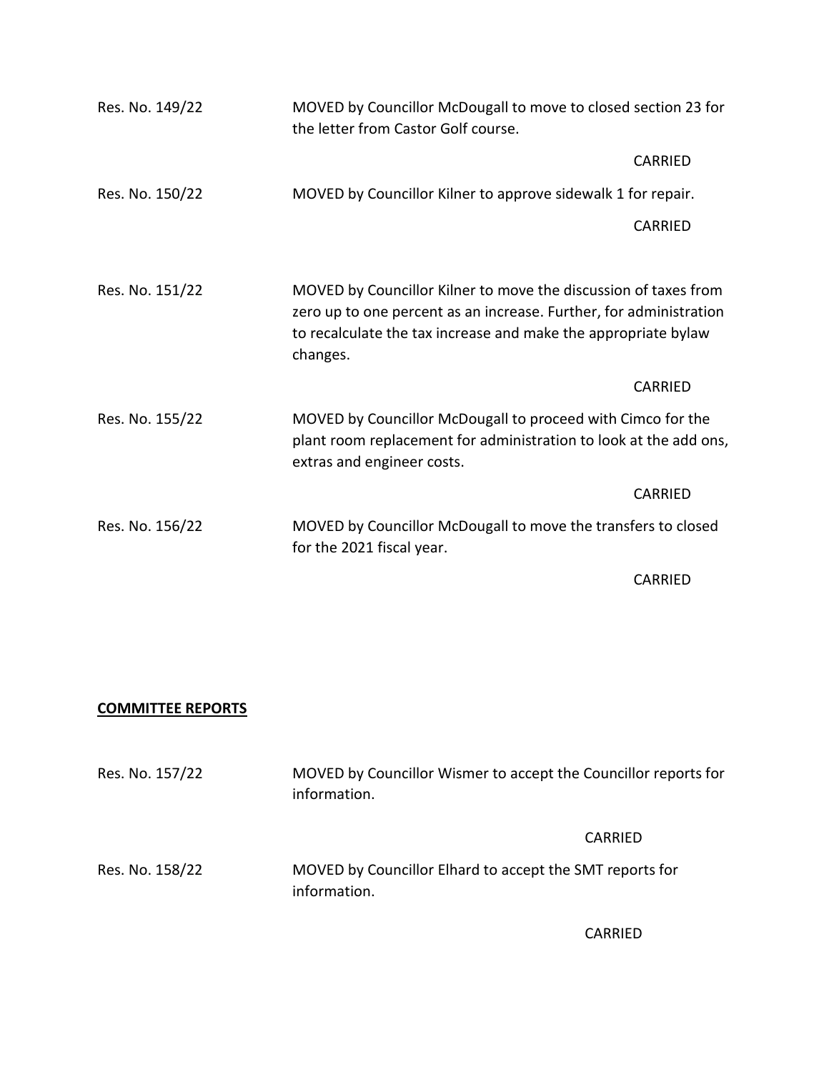Res. No. 149/22 MOVED by Councillor McDougall to move to closed section 23 for the letter from Castor Golf course.

CARRIED

Res. No. 150/22 MOVED by Councillor Kilner to approve sidewalk 1 for repair.

CARRIED

Res. No. 151/22 MOVED by Councillor Kilner to move the discussion of taxes from zero up to one percent as an increase. Further, for administration to recalculate the tax increase and make the appropriate bylaw changes.

CARRIED

Res. No. 155/22 MOVED by Councillor McDougall to proceed with Cimco for the plant room replacement for administration to look at the add ons, extras and engineer costs.

CARRIED

Res. No. 156/22 MOVED by Councillor McDougall to move the transfers to closed for the 2021 fiscal year.

CARRIED

**COMMITTEE REPORTS**

Res. No. 157/22 MOVED by Councillor Wismer to accept the Councillor reports for information.

CARRIED

Res. No. 158/22 MOVED by Councillor Elhard to accept the SMT reports for information.

CARRIED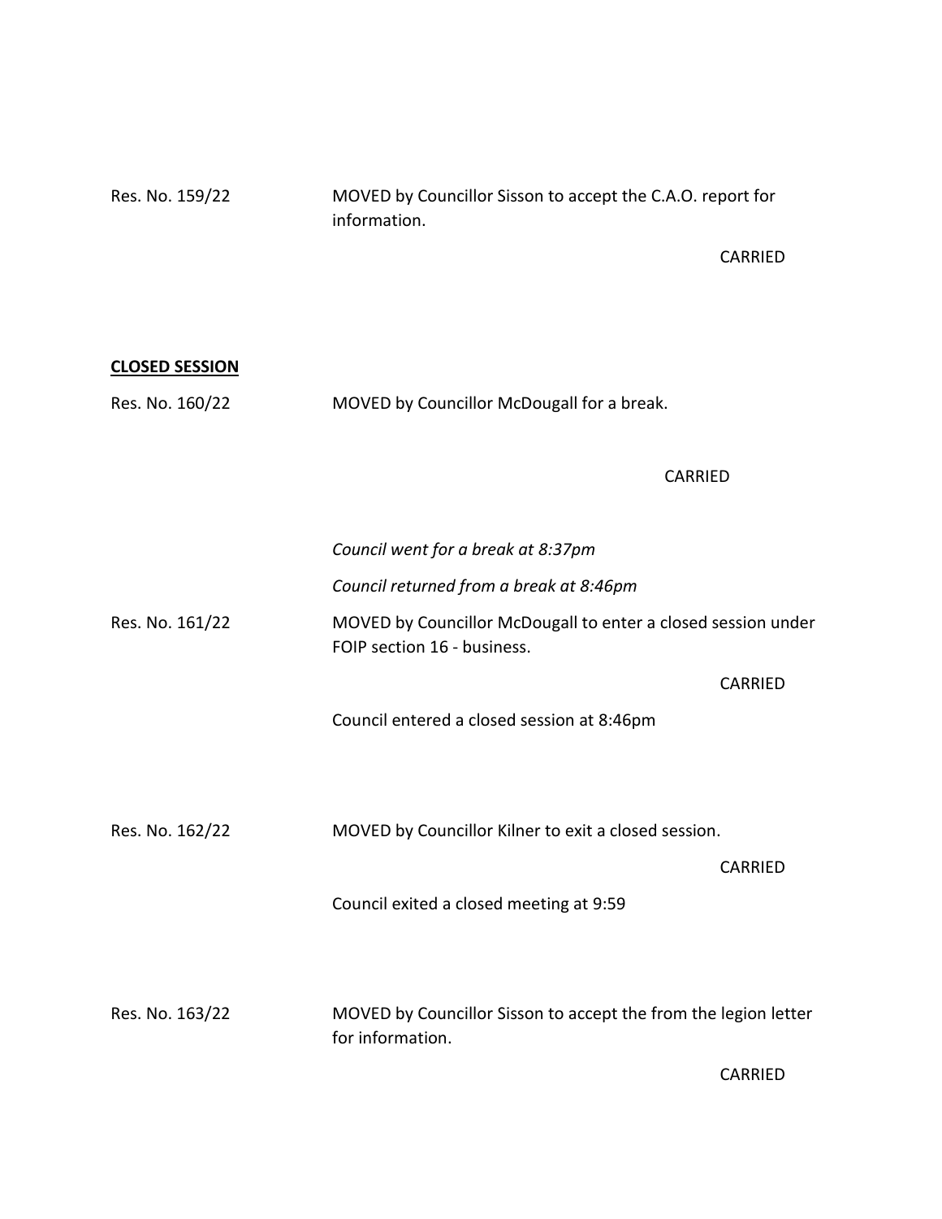Res. No. 159/22 MOVED by Councillor Sisson to accept the C.A.O. report for information.

CARRIED

**CLOSED SESSION**

Res. No. 160/22 MOVED by Councillor McDougall for a break.

CARRIED

*Council went for a break at 8:37pm*

*Council returned from a break at 8:46pm*

Res. No. 161/22 MOVED by Councillor McDougall to enter a closed session under FOIP section 16 - business.

CARRIED

Council entered a closed session at 8:46pm

Res. No. 162/22 MOVED by Councillor Kilner to exit a closed session.

CARRIED

Council exited a closed meeting at 9:59

Res. No. 163/22 MOVED by Councillor Sisson to accept the from the legion letter for information.

CARRIED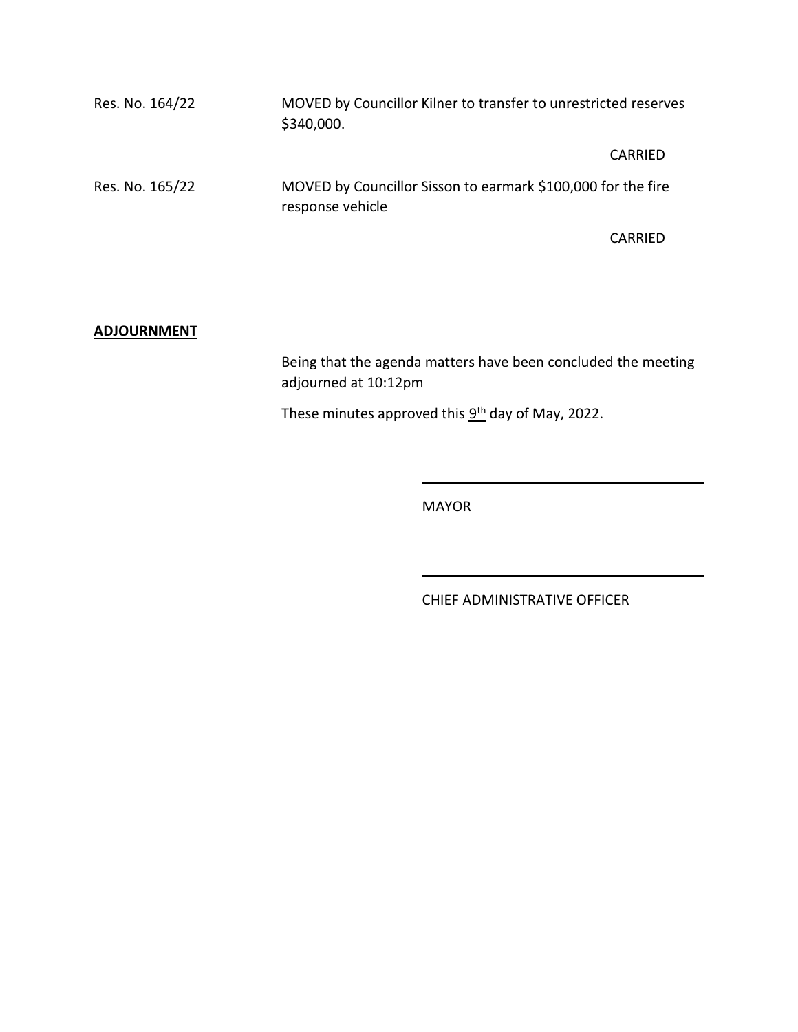Res. No. 164/22 MOVED by Councillor Kilner to transfer to unrestricted reserves $340,000.

CARRIED

Res. No. 165/22 MOVED by Councillor Sisson to earmark $100,000 for the fire response vehicle

CARRIED

**ADJOURNMENT**

Being that the agenda matters have been concluded the meeting adjourned at 10:12pm

These minutes approved this 9th day of May, 2022.

MAYOR

CHIEF ADMINISTRATIVE OFFICER